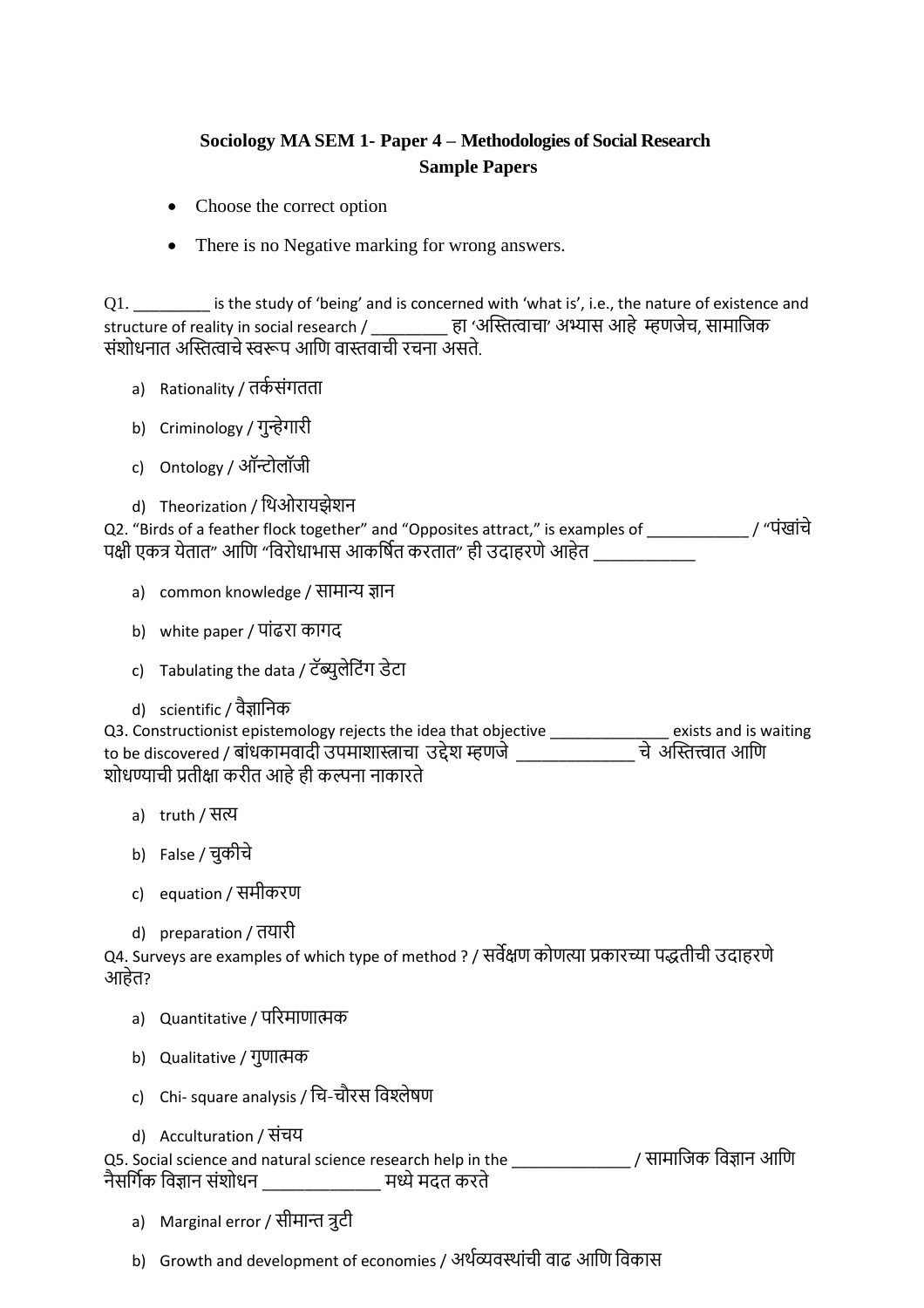**Sociology MA SEM 1- Paper 4 – Methodologies of Social Research**
**Sample Papers**

- Choose the correct option
- There is no Negative marking for wrong answers.

Q1. _________ is the study of 'being' and is concerned with 'what is', i.e., the nature of existence and structure of reality in social research / _________ हा 'अस्तित्वाचा' अभ्यास आहे म्हणजेच, सामाजिक संशोधनात अस्तित्वाचे स्वरूप आणि वास्तवाची रचना असते.

a) Rationality / तर्कसंगतता

b) Criminology / गुन्हेगारी

c) Ontology / ऑन्टोलॉजी

d) Theorization / थिओरायझेशन

Q2. "Birds of a feather flock together" and "Opposites attract," is examples of ____________ / "पंखांचे पक्षी एकत्र येतात" आणि "विरोधाभास आकर्षित करतात" ही उदाहरणे आहेत ____________

a) common knowledge / सामान्य ज्ञान

b) white paper / पांढरा कागद

c) Tabulating the data / टॅब्युलेटिंग डेटा

d) scientific / वैज्ञानिक

Q3. Constructionist epistemology rejects the idea that objective ______________ exists and is waiting to be discovered / बांधकामवादी उपमाशास्त्राचा उद्देश म्हणजे ______________ चे अस्तित्वात आणि शोधण्याची प्रतीक्षा करीत आहे ही कल्पना नाकारते

a) truth / सत्य

b) False / चुकीचे

c) equation / समीकरण

d) preparation / तयारी

Q4. Surveys are examples of which type of method ? / सर्वेक्षण कोणत्या प्रकारच्या पद्धतीची उदाहरणे आहेत?

a) Quantitative / परिमाणात्मक

b) Qualitative / गुणात्मक

c) Chi- square analysis / चि-चौरस विश्लेषण

d) Acculturation / संचय

Q5. Social science and natural science research help in the ______________ / सामाजिक विज्ञान आणि नैसर्गिक विज्ञान संशोधन ______________ मध्ये मदत करते

a) Marginal error / सीमान्त त्रुटी

b) Growth and development of economies / अर्थव्यवस्थांची वाढ आणि विकास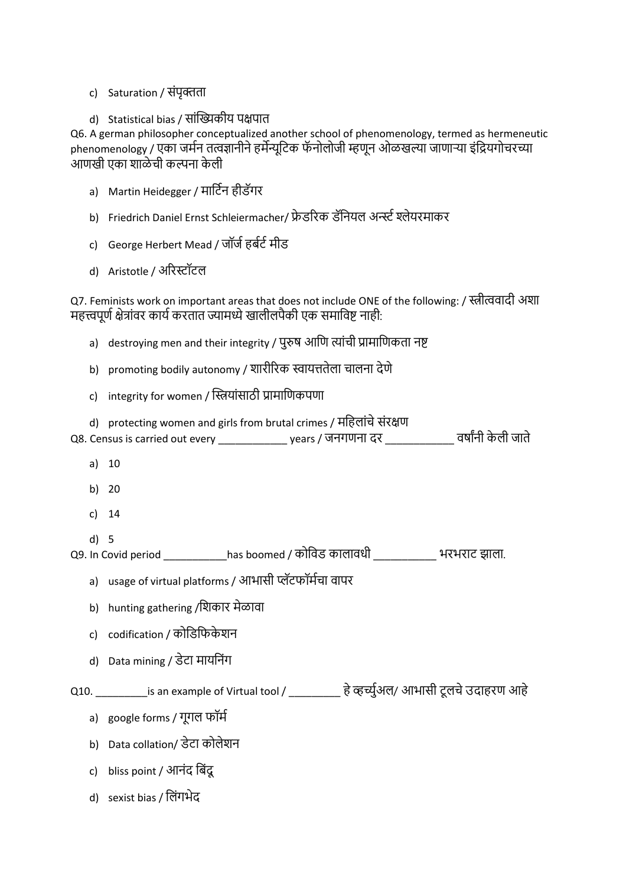c) Saturation / संपृक्तता

d) Statistical bias / सांख्यिकीय पक्षपात

Q6. A german philosopher conceptualized another school of phenomenology, termed as hermeneutic phenomenology / एका जर्मन तत्वज्ञानीने हर्मेन्यूटिक फॅनोलोजी म्हणून ओळखल्या जाणाऱ्या इंद्रियगोचरच्या आणखी एका शाळेची कल्पना केली

a) Martin Heidegger / मार्टिन हीडॅगर

b) Friedrich Daniel Ernst Schleiermacher/ फ्रेडरिक डॅनियल अर्न्स्ट श्लेयरमाकर

c) George Herbert Mead / जॉर्ज हर्बर्ट मीड

d) Aristotle / अरिस्टॉटल

Q7. Feminists work on important areas that does not include ONE of the following: / स्त्रीत्ववादी अशा महत्त्वपूर्ण क्षेत्रांवर कार्य करतात ज्यामध्ये खालीलपैकी एक समाविष्ट नाही:

a) destroying men and their integrity / पुरुष आणि त्यांची प्रामाणिकता नष्ट

b) promoting bodily autonomy / शारीरिक स्वायत्ततेला चालना देणे

c) integrity for women / स्त्रियांसाठी प्रामाणिकपणा

d) protecting women and girls from brutal crimes / महिलांचे संरक्षण

Q8. Census is carried out every ___________ years / जनगणना दर ___________ वर्षांनी केली जाते

a) 10

b) 20

c) 14

d) 5

Q9. In Covid period __________has boomed / कोविड कालावधी __________ भरभराट झाला.

a) usage of virtual platforms / आभासी प्लॅटफॉर्मचा वापर

b) hunting gathering /शिकार मेळावा

c) codification / कोडिफिकेशन

d) Data mining / डेटा मायनिंग

Q10. _________is an example of Virtual tool / _________ हे व्हर्च्युअल/ आभासी टूलचे उदाहरण आहे

a) google forms / गूगल फॉर्म

b) Data collation/ डेटा कोलेशन

c) bliss point / आनंद बिंदू

d) sexist bias / लिंगभेद